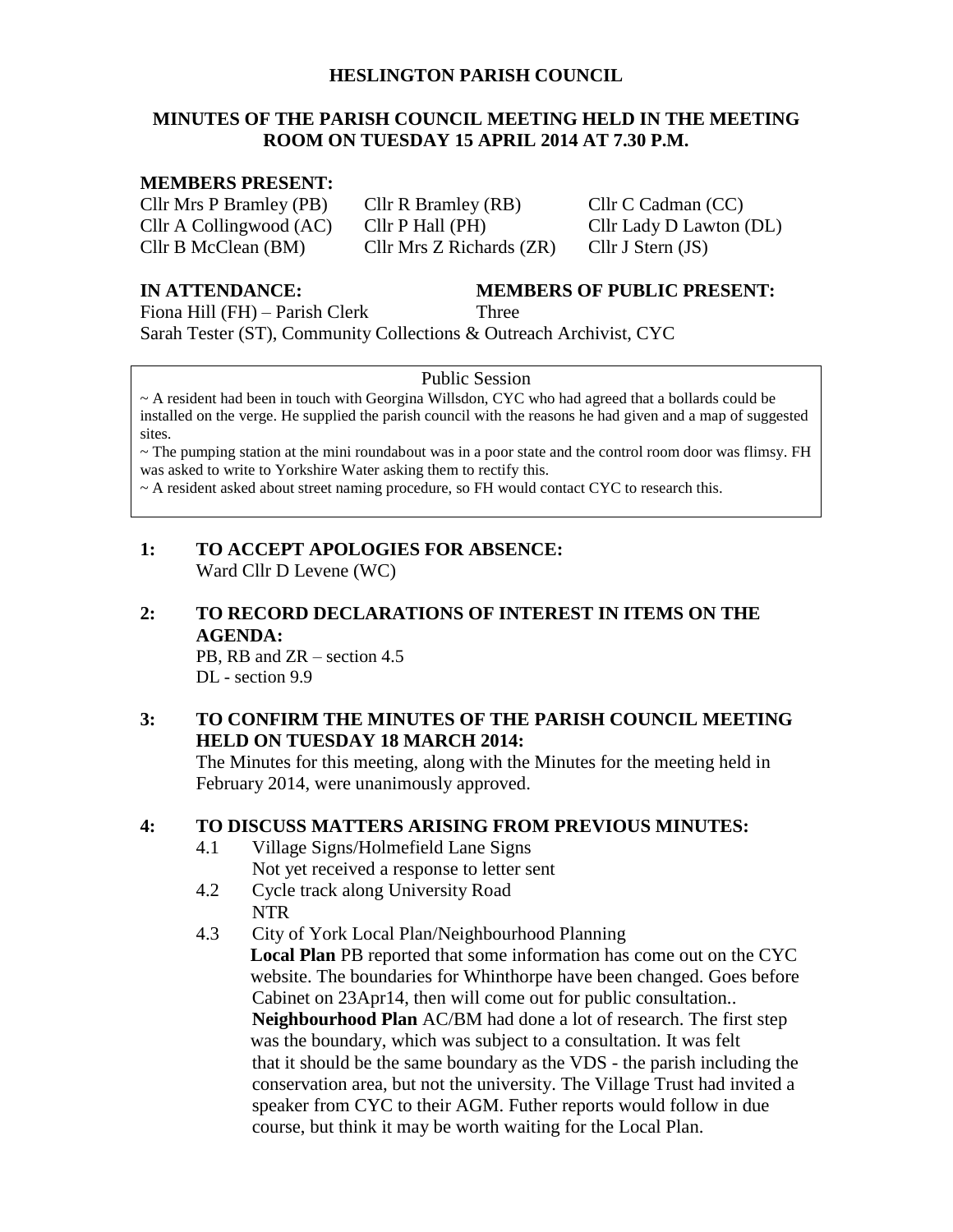**HESLINGTON PARISH COUNCIL**

**MINUTES OF THE PARISH COUNCIL MEETING HELD IN THE MEETING ROOM ON TUESDAY 15 APRIL 2014 AT 7.30 P.M.**

**MEMBERS PRESENT:**

| | | |
|---|---|---|
| Cllr Mrs P Bramley (PB) | Cllr R Bramley (RB) | Cllr C Cadman (CC) |
| Cllr A Collingwood (AC) | Cllr P Hall (PH) | Cllr Lady D Lawton (DL) |
| Cllr B McClean (BM) | Cllr Mrs Z Richards (ZR) | Cllr J Stern (JS) |

**IN ATTENDANCE:**
Fiona Hill (FH) – Parish Clerk
Sarah Tester (ST), Community Collections & Outreach Archivist, CYC

**MEMBERS OF PUBLIC PRESENT:**
Three

Public Session

~ A resident had been in touch with Georgina Willsdon, CYC who had agreed that a bollards could be installed on the verge. He supplied the parish council with the reasons he had given and a map of suggested sites.
~ The pumping station at the mini roundabout was in a poor state and the control room door was flimsy. FH was asked to write to Yorkshire Water asking them to rectify this.
~ A resident asked about street naming procedure, so FH would contact CYC to research this.

**1: TO ACCEPT APOLOGIES FOR ABSENCE:**
Ward Cllr D Levene (WC)

**2: TO RECORD DECLARATIONS OF INTEREST IN ITEMS ON THE AGENDA:**
PB, RB and ZR – section 4.5
DL - section 9.9

**3: TO CONFIRM THE MINUTES OF THE PARISH COUNCIL MEETING HELD ON TUESDAY 18 MARCH 2014:**
The Minutes for this meeting, along with the Minutes for the meeting held in February 2014, were unanimously approved.

**4: TO DISCUSS MATTERS ARISING FROM PREVIOUS MINUTES:**

4.1 Village Signs/Holmefield Lane Signs
Not yet received a response to letter sent

4.2 Cycle track along University Road
NTR

4.3 City of York Local Plan/Neighbourhood Planning
**Local Plan** PB reported that some information has come out on the CYC website. The boundaries for Whinthorpe have been changed. Goes before Cabinet on 23Apr14, then will come out for public consultation..
**Neighbourhood Plan** AC/BM had done a lot of research. The first step was the boundary, which was subject to a consultation. It was felt that it should be the same boundary as the VDS - the parish including the conservation area, but not the university. The Village Trust had invited a speaker from CYC to their AGM. Futher reports would follow in due course, but think it may be worth waiting for the Local Plan.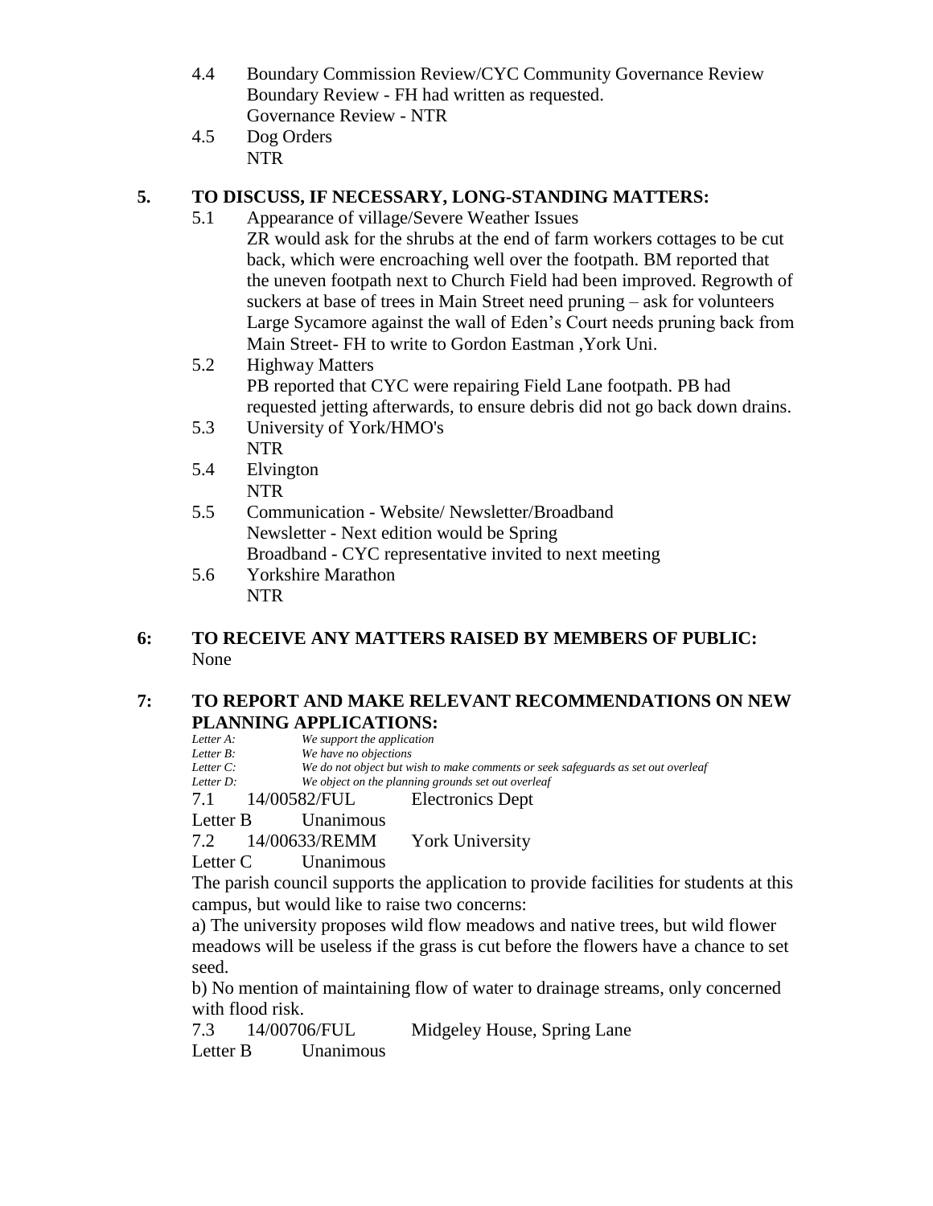4.4 Boundary Commission Review/CYC Community Governance Review
Boundary Review - FH had written as requested.
Governance Review - NTR

4.5 Dog Orders
NTR

## 5. TO DISCUSS, IF NECESSARY, LONG-STANDING MATTERS:

5.1 Appearance of village/Severe Weather Issues
ZR would ask for the shrubs at the end of farm workers cottages to be cut back, which were encroaching well over the footpath. BM reported that the uneven footpath next to Church Field had been improved. Regrowth of suckers at base of trees in Main Street need pruning – ask for volunteers Large Sycamore against the wall of Eden's Court needs pruning back from Main Street- FH to write to Gordon Eastman ,York Uni.

5.2 Highway Matters
PB reported that CYC were repairing Field Lane footpath. PB had requested jetting afterwards, to ensure debris did not go back down drains.

5.3 University of York/HMO's
NTR

5.4 Elvington
NTR

5.5 Communication - Website/ Newsletter/Broadband
Newsletter - Next edition would be Spring
Broadband - CYC representative invited to next meeting

5.6 Yorkshire Marathon
NTR

## 6: TO RECEIVE ANY MATTERS RAISED BY MEMBERS OF PUBLIC:

None

## 7: TO REPORT AND MAKE RELEVANT RECOMMENDATIONS ON NEW PLANNING APPLICATIONS:

*Letter A:* *We support the application*
*Letter B:* *We have no objections*
*Letter C:* *We do not object but wish to make comments or seek safeguards as set out overleaf*
*Letter D:* *We object on the planning grounds set out overleaf*

7.1 14/00582/FUL Electronics Dept
Letter B Unanimous

7.2 14/00633/REMM York University
Letter C Unanimous

The parish council supports the application to provide facilities for students at this campus, but would like to raise two concerns:

a) The university proposes wild flow meadows and native trees, but wild flower meadows will be useless if the grass is cut before the flowers have a chance to set seed.

b) No mention of maintaining flow of water to drainage streams, only concerned with flood risk.

7.3 14/00706/FUL Midgeley House, Spring Lane
Letter B Unanimous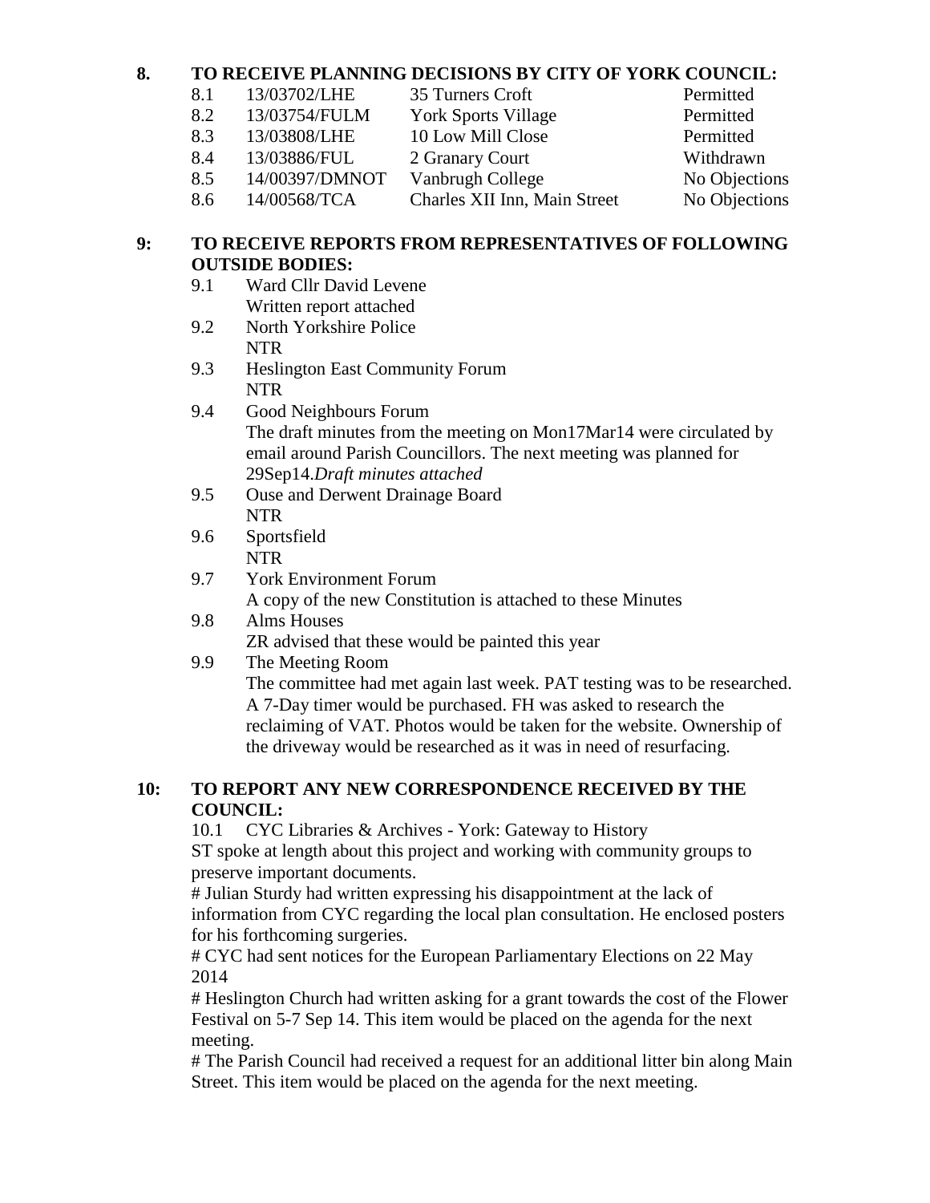**8. TO RECEIVE PLANNING DECISIONS BY CITY OF YORK COUNCIL:**

| | | | |
|---|---|---|---|
| 8.1 | 13/03702/LHE | 35 Turners Croft | Permitted |
| 8.2 | 13/03754/FULM | York Sports Village | Permitted |
| 8.3 | 13/03808/LHE | 10 Low Mill Close | Permitted |
| 8.4 | 13/03886/FUL | 2 Granary Court | Withdrawn |
| 8.5 | 14/00397/DMNOT | Vanbrugh College | No Objections |
| 8.6 | 14/00568/TCA | Charles XII Inn, Main Street | No Objections |

**9: TO RECEIVE REPORTS FROM REPRESENTATIVES OF FOLLOWING OUTSIDE BODIES:**

9.1 Ward Cllr David Levene
Written report attached

9.2 North Yorkshire Police
NTR

9.3 Heslington East Community Forum
NTR

9.4 Good Neighbours Forum
The draft minutes from the meeting on Mon17Mar14 were circulated by email around Parish Councillors. The next meeting was planned for 29Sep14.*Draft minutes attached*

9.5 Ouse and Derwent Drainage Board
NTR

9.6 Sportsfield
NTR

9.7 York Environment Forum
A copy of the new Constitution is attached to these Minutes

9.8 Alms Houses
ZR advised that these would be painted this year

9.9 The Meeting Room
The committee had met again last week. PAT testing was to be researched. A 7-Day timer would be purchased. FH was asked to research the reclaiming of VAT. Photos would be taken for the website. Ownership of the driveway would be researched as it was in need of resurfacing.

**10: TO REPORT ANY NEW CORRESPONDENCE RECEIVED BY THE COUNCIL:**

10.1 CYC Libraries & Archives - York: Gateway to History
ST spoke at length about this project and working with community groups to preserve important documents.

# Julian Sturdy had written expressing his disappointment at the lack of information from CYC regarding the local plan consultation. He enclosed posters for his forthcoming surgeries.

# CYC had sent notices for the European Parliamentary Elections on 22 May 2014

# Heslington Church had written asking for a grant towards the cost of the Flower Festival on 5-7 Sep 14. This item would be placed on the agenda for the next meeting.

# The Parish Council had received a request for an additional litter bin along Main Street. This item would be placed on the agenda for the next meeting.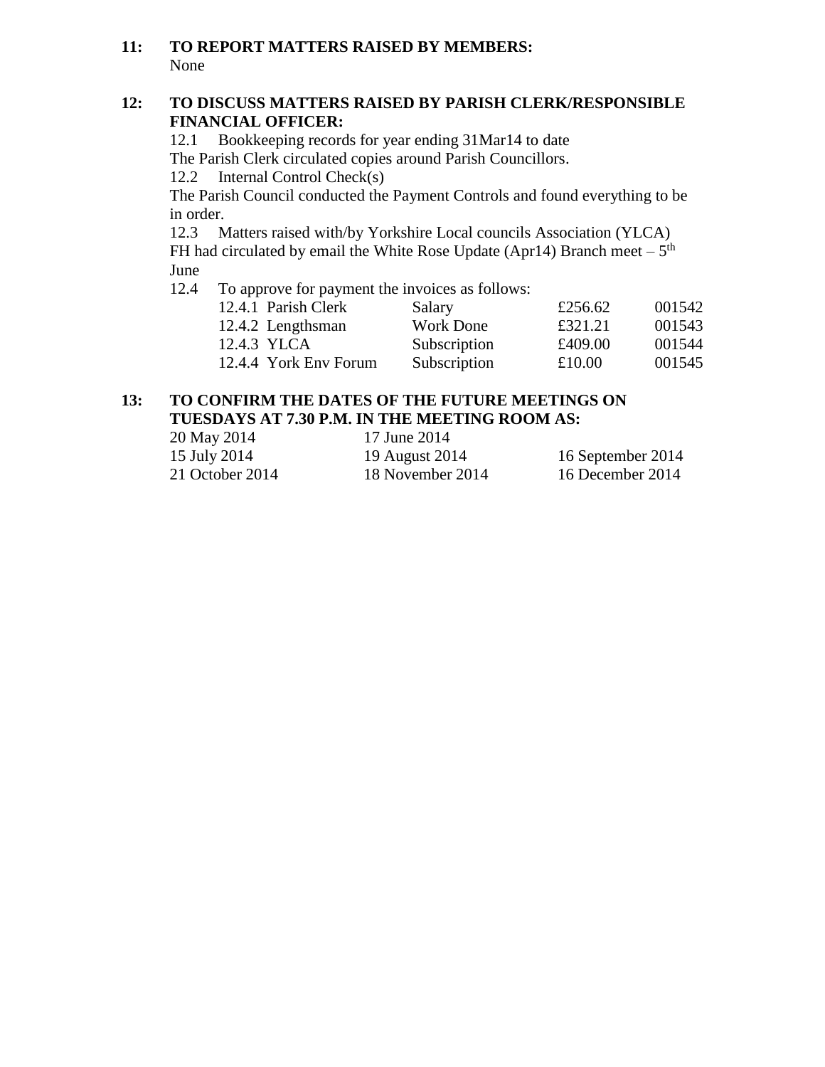**11: TO REPORT MATTERS RAISED BY MEMBERS:**

None

**12: TO DISCUSS MATTERS RAISED BY PARISH CLERK/RESPONSIBLE FINANCIAL OFFICER:**

12.1 Bookkeeping records for year ending 31Mar14 to date

The Parish Clerk circulated copies around Parish Councillors.

12.2 Internal Control Check(s)

The Parish Council conducted the Payment Controls and found everything to be in order.

12.3 Matters raised with/by Yorkshire Local councils Association (YLCA)

FH had circulated by email the White Rose Update (Apr14) Branch meet – 5th June

12.4 To approve for payment the invoices as follows:

| | | | |
|---|---|---|---|
| 12.4.1 Parish Clerk | Salary | £256.62 | 001542 |
| 12.4.2 Lengthsman | Work Done | £321.21 | 001543 |
| 12.4.3 YLCA | Subscription | £409.00 | 001544 |
| 12.4.4 York Env Forum | Subscription | £10.00 | 001545 |

**13: TO CONFIRM THE DATES OF THE FUTURE MEETINGS ON TUESDAYS AT 7.30 P.M. IN THE MEETING ROOM AS:**

| | | |
|---|---|---|
| 20 May 2014 | 17 June 2014 | |
| 15 July 2014 | 19 August 2014 | 16 September 2014 |
| 21 October 2014 | 18 November 2014 | 16 December 2014 |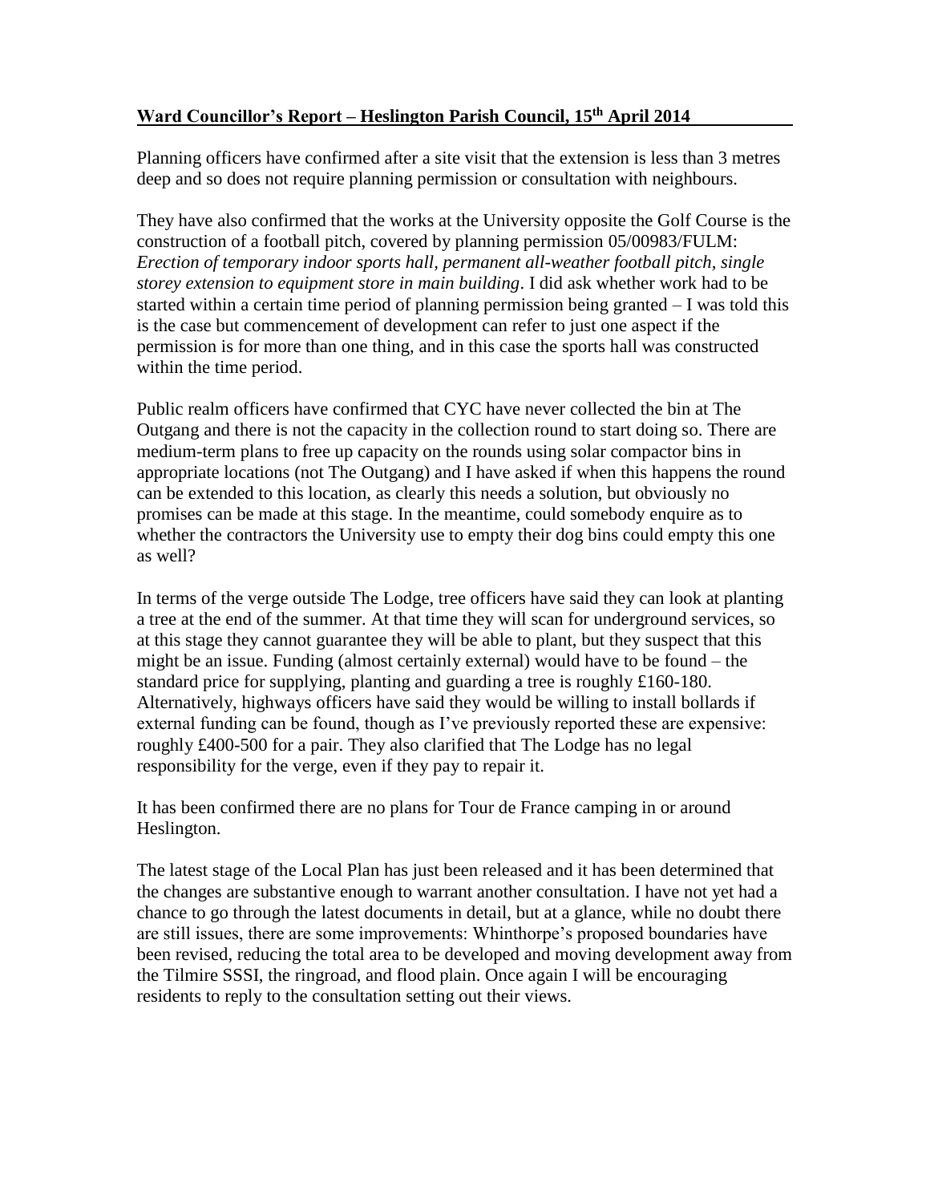## **Ward Councillor's Report – Heslington Parish Council, 15th April 2014**

Planning officers have confirmed after a site visit that the extension is less than 3 metres deep and so does not require planning permission or consultation with neighbours.

They have also confirmed that the works at the University opposite the Golf Course is the construction of a football pitch, covered by planning permission 05/00983/FULM: *Erection of temporary indoor sports hall, permanent all-weather football pitch, single storey extension to equipment store in main building*. I did ask whether work had to be started within a certain time period of planning permission being granted – I was told this is the case but commencement of development can refer to just one aspect if the permission is for more than one thing, and in this case the sports hall was constructed within the time period.

Public realm officers have confirmed that CYC have never collected the bin at The Outgang and there is not the capacity in the collection round to start doing so. There are medium-term plans to free up capacity on the rounds using solar compactor bins in appropriate locations (not The Outgang) and I have asked if when this happens the round can be extended to this location, as clearly this needs a solution, but obviously no promises can be made at this stage. In the meantime, could somebody enquire as to whether the contractors the University use to empty their dog bins could empty this one as well?

In terms of the verge outside The Lodge, tree officers have said they can look at planting a tree at the end of the summer. At that time they will scan for underground services, so at this stage they cannot guarantee they will be able to plant, but they suspect that this might be an issue. Funding (almost certainly external) would have to be found – the standard price for supplying, planting and guarding a tree is roughly £160-180. Alternatively, highways officers have said they would be willing to install bollards if external funding can be found, though as I've previously reported these are expensive: roughly £400-500 for a pair. They also clarified that The Lodge has no legal responsibility for the verge, even if they pay to repair it.

It has been confirmed there are no plans for Tour de France camping in or around Heslington.

The latest stage of the Local Plan has just been released and it has been determined that the changes are substantive enough to warrant another consultation. I have not yet had a chance to go through the latest documents in detail, but at a glance, while no doubt there are still issues, there are some improvements: Whinthorpe's proposed boundaries have been revised, reducing the total area to be developed and moving development away from the Tilmire SSSI, the ringroad, and flood plain. Once again I will be encouraging residents to reply to the consultation setting out their views.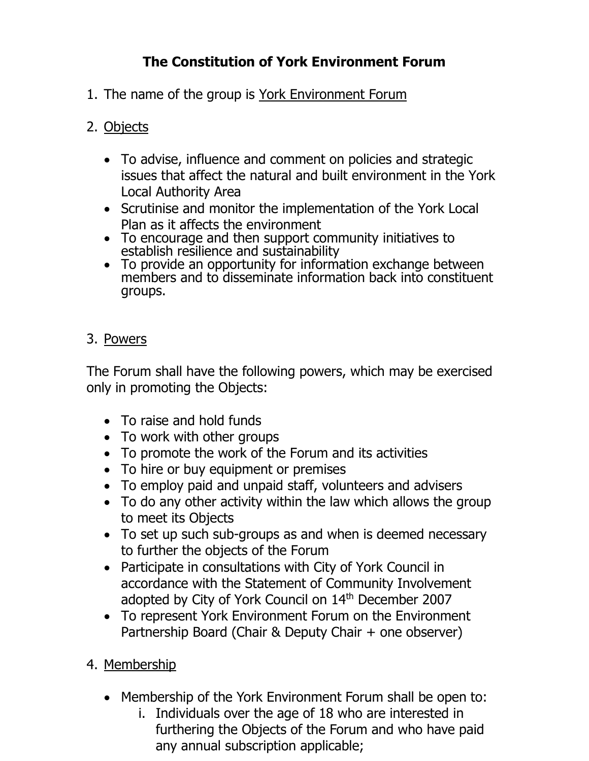# The Constitution of York Environment Forum

1. The name of the group is York Environment Forum

2. Objects

   - To advise, influence and comment on policies and strategic issues that affect the natural and built environment in the York Local Authority Area
   - Scrutinise and monitor the implementation of the York Local Plan as it affects the environment
   - To encourage and then support community initiatives to establish resilience and sustainability
   - To provide an opportunity for information exchange between members and to disseminate information back into constituent groups.

3. Powers

The Forum shall have the following powers, which may be exercised only in promoting the Objects:

- To raise and hold funds
- To work with other groups
- To promote the work of the Forum and its activities
- To hire or buy equipment or premises
- To employ paid and unpaid staff, volunteers and advisers
- To do any other activity within the law which allows the group to meet its Objects
- To set up such sub-groups as and when is deemed necessary to further the objects of the Forum
- Participate in consultations with City of York Council in accordance with the Statement of Community Involvement adopted by City of York Council on 14th December 2007
- To represent York Environment Forum on the Environment Partnership Board (Chair & Deputy Chair + one observer)

4. Membership

   - Membership of the York Environment Forum shall be open to:
     i. Individuals over the age of 18 who are interested in furthering the Objects of the Forum and who have paid any annual subscription applicable;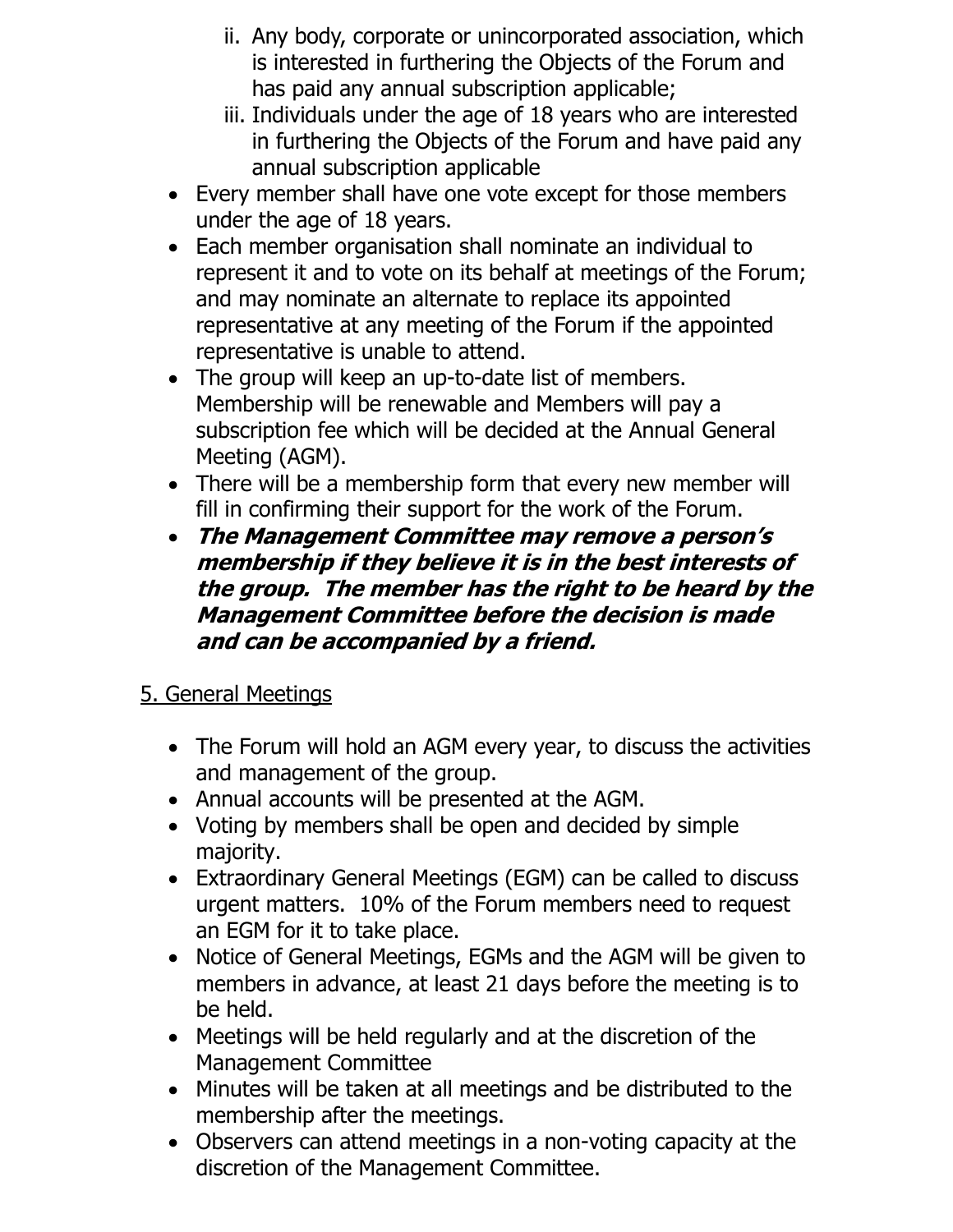ii. Any body, corporate or unincorporated association, which is interested in furthering the Objects of the Forum and has paid any annual subscription applicable;
   iii. Individuals under the age of 18 years who are interested in furthering the Objects of the Forum and have paid any annual subscription applicable

- Every member shall have one vote except for those members under the age of 18 years.
- Each member organisation shall nominate an individual to represent it and to vote on its behalf at meetings of the Forum; and may nominate an alternate to replace its appointed representative at any meeting of the Forum if the appointed representative is unable to attend.
- The group will keep an up-to-date list of members. Membership will be renewable and Members will pay a subscription fee which will be decided at the Annual General Meeting (AGM).
- There will be a membership form that every new member will fill in confirming their support for the work of the Forum.
- ***The Management Committee may remove a person's membership if they believe it is in the best interests of the group. The member has the right to be heard by the Management Committee before the decision is made and can be accompanied by a friend.***

## 5. General Meetings

- The Forum will hold an AGM every year, to discuss the activities and management of the group.
- Annual accounts will be presented at the AGM.
- Voting by members shall be open and decided by simple majority.
- Extraordinary General Meetings (EGM) can be called to discuss urgent matters. 10% of the Forum members need to request an EGM for it to take place.
- Notice of General Meetings, EGMs and the AGM will be given to members in advance, at least 21 days before the meeting is to be held.
- Meetings will be held regularly and at the discretion of the Management Committee
- Minutes will be taken at all meetings and be distributed to the membership after the meetings.
- Observers can attend meetings in a non-voting capacity at the discretion of the Management Committee.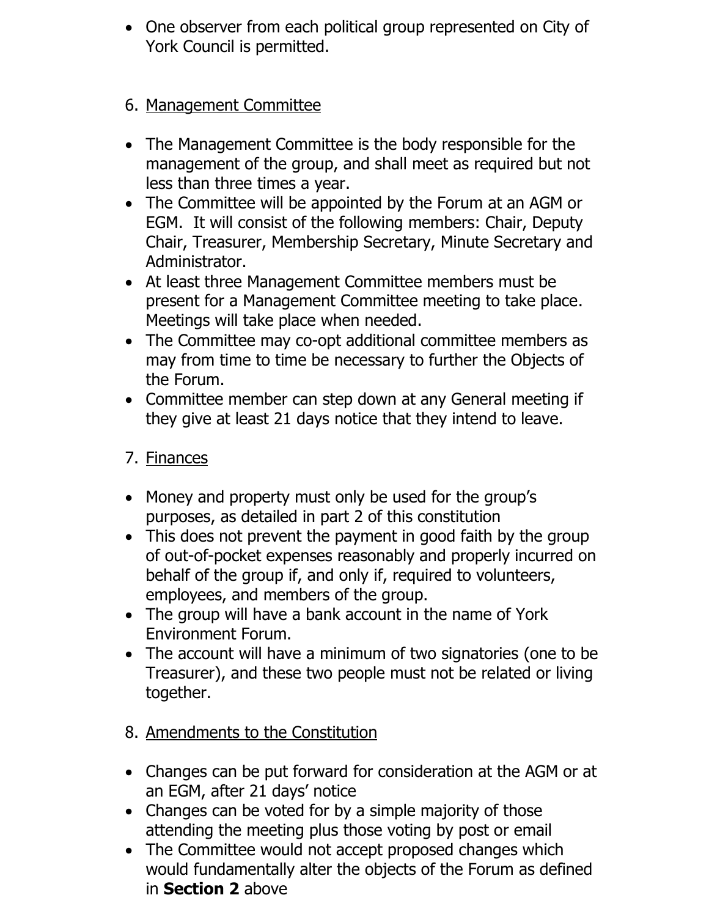- One observer from each political group represented on City of York Council is permitted.

6. Management Committee

- The Management Committee is the body responsible for the management of the group, and shall meet as required but not less than three times a year.
- The Committee will be appointed by the Forum at an AGM or EGM. It will consist of the following members: Chair, Deputy Chair, Treasurer, Membership Secretary, Minute Secretary and Administrator.
- At least three Management Committee members must be present for a Management Committee meeting to take place. Meetings will take place when needed.
- The Committee may co-opt additional committee members as may from time to time be necessary to further the Objects of the Forum.
- Committee member can step down at any General meeting if they give at least 21 days notice that they intend to leave.

7. Finances

- Money and property must only be used for the group's purposes, as detailed in part 2 of this constitution
- This does not prevent the payment in good faith by the group of out-of-pocket expenses reasonably and properly incurred on behalf of the group if, and only if, required to volunteers, employees, and members of the group.
- The group will have a bank account in the name of York Environment Forum.
- The account will have a minimum of two signatories (one to be Treasurer), and these two people must not be related or living together.

8. Amendments to the Constitution

- Changes can be put forward for consideration at the AGM or at an EGM, after 21 days' notice
- Changes can be voted for by a simple majority of those attending the meeting plus those voting by post or email
- The Committee would not accept proposed changes which would fundamentally alter the objects of the Forum as defined in **Section 2** above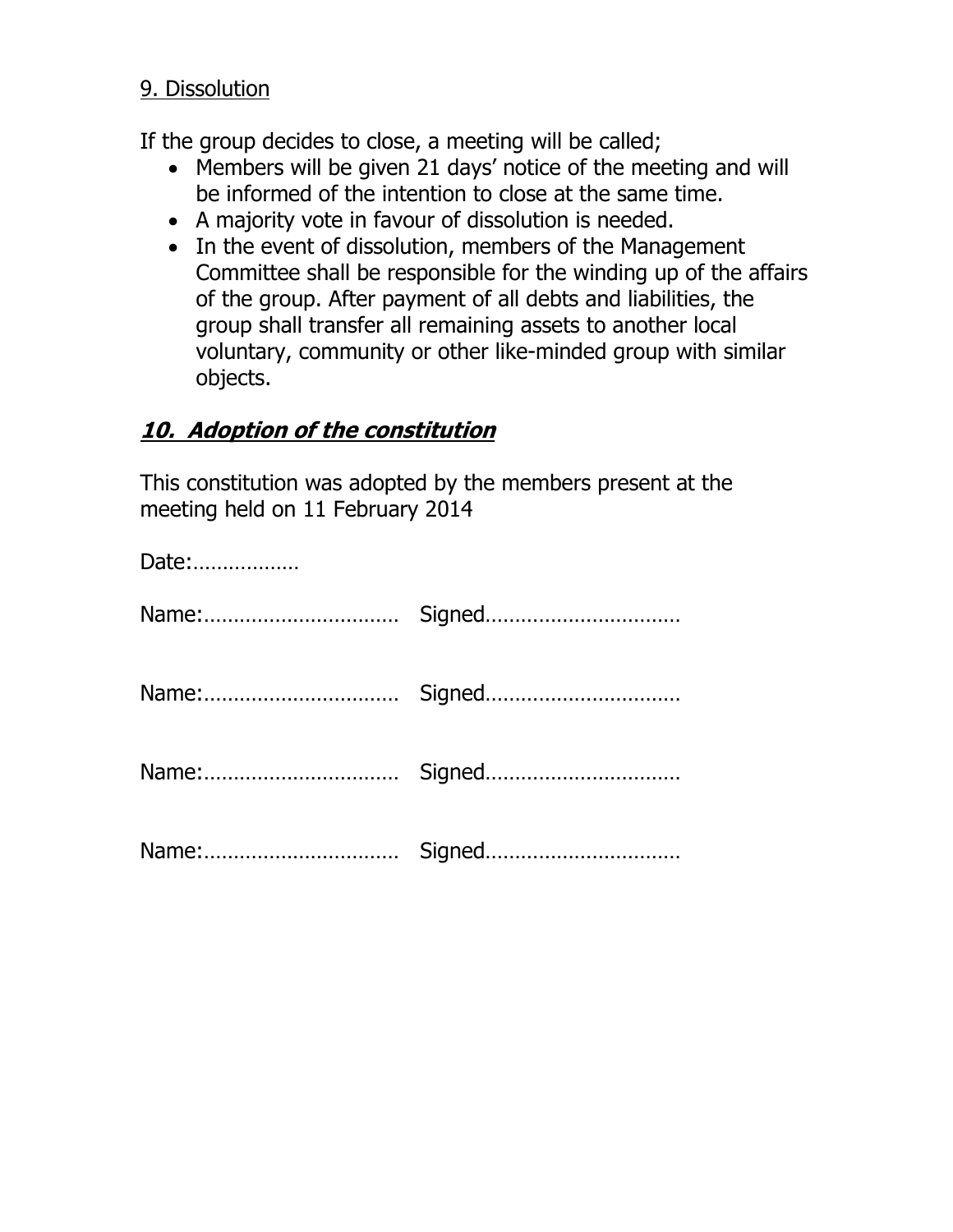## 9. Dissolution

If the group decides to close, a meeting will be called;

- Members will be given 21 days' notice of the meeting and will be informed of the intention to close at the same time.
- A majority vote in favour of dissolution is needed.
- In the event of dissolution, members of the Management Committee shall be responsible for the winding up of the affairs of the group. After payment of all debts and liabilities, the group shall transfer all remaining assets to another local voluntary, community or other like-minded group with similar objects.

## ***10. Adoption of the constitution***

This constitution was adopted by the members present at the meeting held on 11 February 2014

Date:………………

Name:…………………………… Signed……………………………

Name:…………………………… Signed……………………………

Name:…………………………… Signed……………………………

Name:…………………………… Signed……………………………